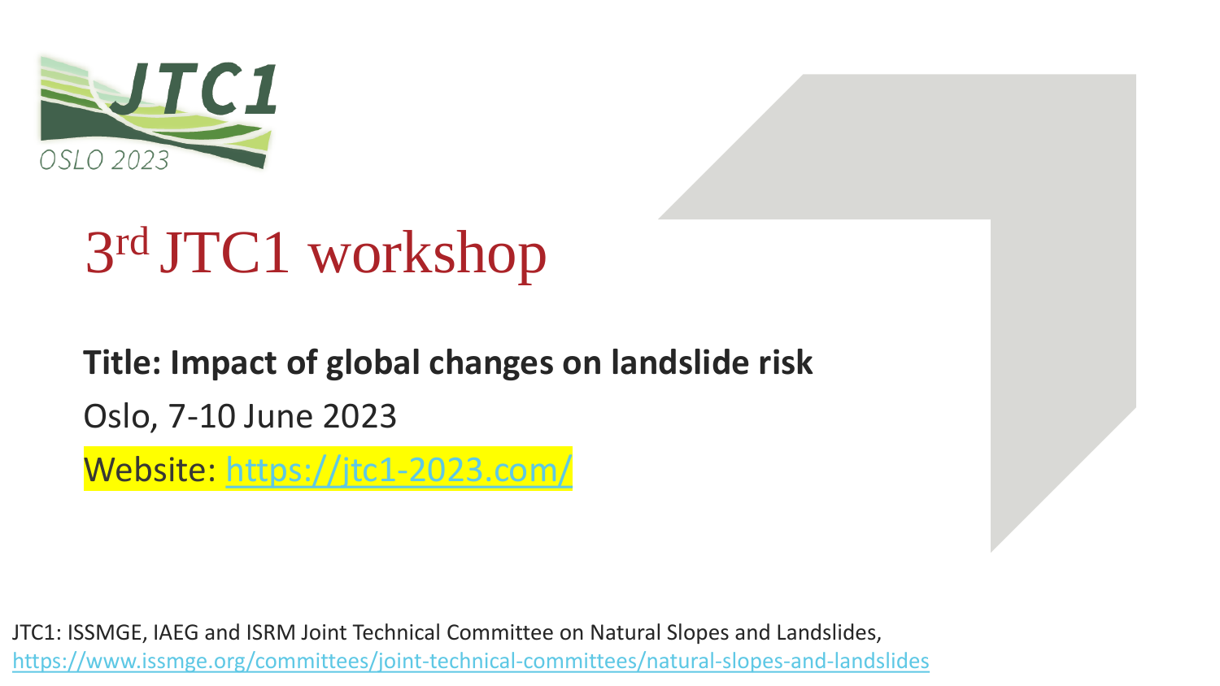JTC1

OSLO 2023

# 3rd JTC1 workshop

**Title: Impact of global changes on landslide risk**

Oslo, 7-10 June 2023

Website: https://jtc1-2023.com/

JTC1: ISSMGE, IAEG and ISRM Joint Technical Committee on Natural Slopes and Landslides, https://www.issmge.org/committees/joint-technical-committees/natural-slopes-and-landslides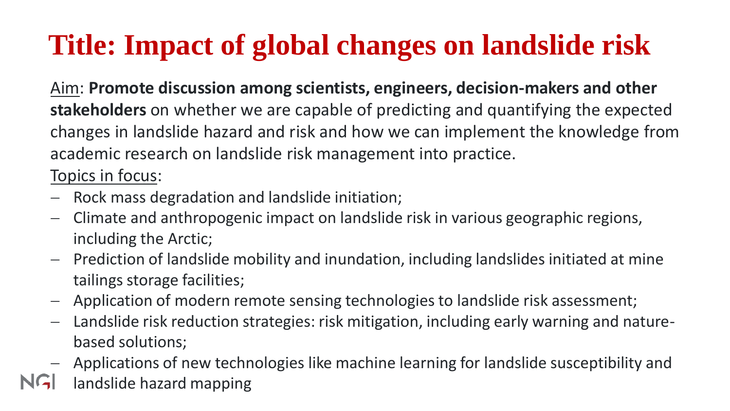# Title: Impact of global changes on landslide risk

Aim: **Promote discussion among scientists, engineers, decision-makers and other stakeholders** on whether we are capable of predicting and quantifying the expected changes in landslide hazard and risk and how we can implement the knowledge from academic research on landslide risk management into practice.

Topics in focus:

- Rock mass degradation and landslide initiation;
- Climate and anthropogenic impact on landslide risk in various geographic regions, including the Arctic;
- Prediction of landslide mobility and inundation, including landslides initiated at mine tailings storage facilities;
- Application of modern remote sensing technologies to landslide risk assessment;
- Landslide risk reduction strategies: risk mitigation, including early warning and nature-based solutions;
- Applications of new technologies like machine learning for landslide susceptibility and landslide hazard mapping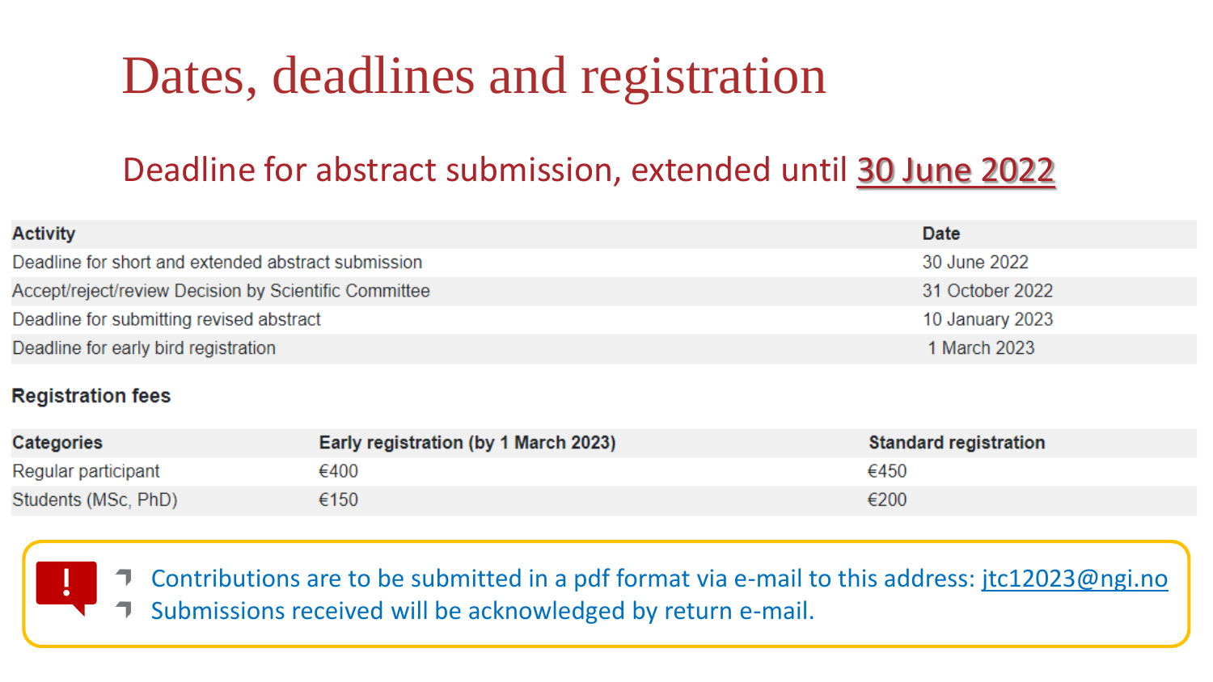# Dates, deadlines and registration

## Deadline for abstract submission, extended until **30 June 2022**

| Activity | Date |
|---|---|
| Deadline for short and extended abstract submission | 30 June 2022 |
| Accept/reject/review Decision by Scientific Committee | 31 October 2022 |
| Deadline for submitting revised abstract | 10 January 2023 |
| Deadline for early bird registration | 1 March 2023 |

**Registration fees**

| Categories | Early registration (by 1 March 2023) | Standard registration |
|---|---|---|
| Regular participant | €400 | €450 |
| Students (MSc, PhD) | €150 | €200 |

- Contributions are to be submitted in a pdf format via e-mail to this address: jtc12023@ngi.no
- Submissions received will be acknowledged by return e-mail.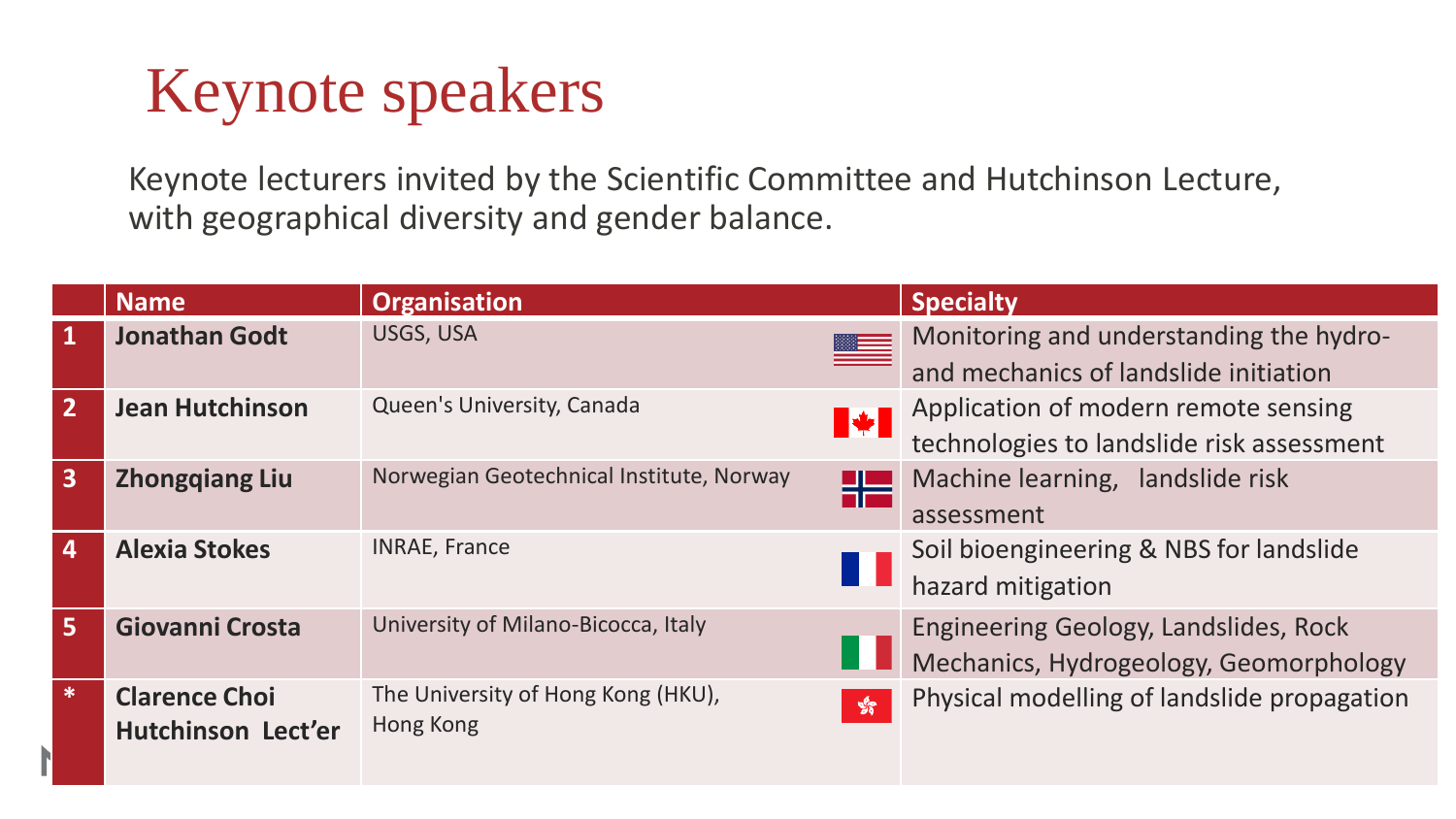# Keynote speakers

Keynote lecturers invited by the Scientific Committee and Hutchinson Lecture, with geographical diversity and gender balance.

| | Name | Organisation | Specialty |
|---|---|---|---|
| 1 | **Jonathan Godt** | USGS, USA | Monitoring and understanding the hydro- and mechanics of landslide initiation |
| 2 | **Jean Hutchinson** | Queen's University, Canada | Application of modern remote sensing technologies to landslide risk assessment |
| 3 | **Zhongqiang Liu** | Norwegian Geotechnical Institute, Norway | Machine learning, landslide risk assessment |
| 4 | **Alexia Stokes** | INRAE, France | Soil bioengineering & NBS for landslide hazard mitigation |
| 5 | **Giovanni Crosta** | University of Milano-Bicocca, Italy | Engineering Geology, Landslides, Rock Mechanics, Hydrogeology, Geomorphology |
| * | **Clarence Choi Hutchinson Lect'er** | The University of Hong Kong (HKU), Hong Kong | Physical modelling of landslide propagation |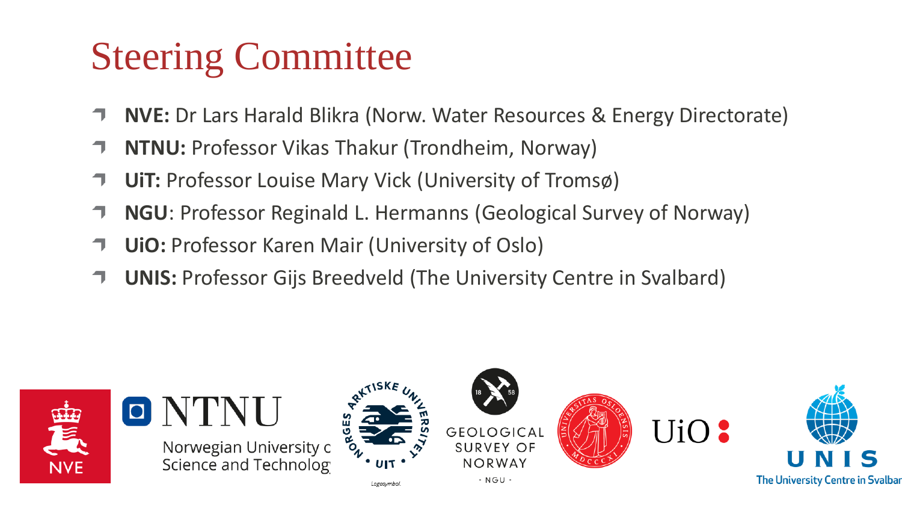# Steering Committee

- **NVE:** Dr Lars Harald Blikra (Norw. Water Resources & Energy Directorate)
- **NTNU:** Professor Vikas Thakur (Trondheim, Norway)
- **UiT:** Professor Louise Mary Vick (University of Tromsø)
- **NGU**: Professor Reginald L. Hermanns (Geological Survey of Norway)
- **UiO:** Professor Karen Mair (University of Oslo)
- **UNIS:** Professor Gijs Breedveld (The University Centre in Svalbard)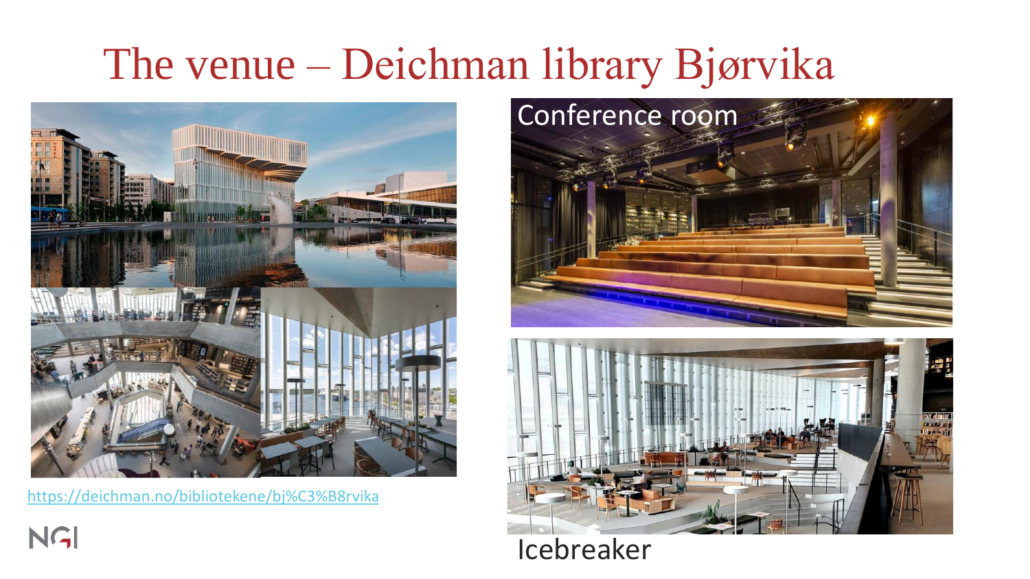# The venue – Deichman library Bjørvika

Conference room

https://deichman.no/bibliotekene/bj%C3%B8rvika

Icebreaker